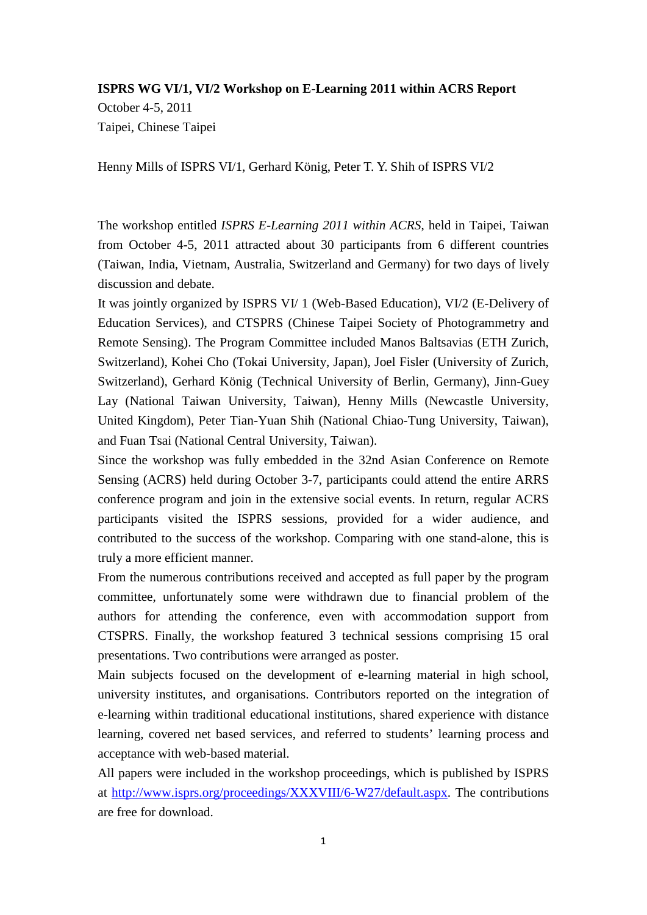**ISPRS WG VI/1, VI/2 Workshop on E-Learning 2011 within ACRS Report**

October 4-5, 2011

Taipei, Chinese Taipei

Henny Mills of ISPRS VI/1, Gerhard König, Peter T. Y. Shih of ISPRS VI/2

The workshop entitled *ISPRS E-Learning 2011 within ACRS*, held in Taipei, Taiwan from October 4-5, 2011 attracted about 30 participants from 6 different countries (Taiwan, India, Vietnam, Australia, Switzerland and Germany) for two days of lively discussion and debate.

It was jointly organized by ISPRS VI/ 1 (Web-Based Education), VI/2 (E-Delivery of Education Services), and CTSPRS (Chinese Taipei Society of Photogrammetry and Remote Sensing). The Program Committee included Manos Baltsavias (ETH Zurich, Switzerland), Kohei Cho (Tokai University, Japan), Joel Fisler (University of Zurich, Switzerland), Gerhard König (Technical University of Berlin, Germany), Jinn-Guey Lay (National Taiwan University, Taiwan), Henny Mills (Newcastle University, United Kingdom), Peter Tian-Yuan Shih (National Chiao-Tung University, Taiwan), and Fuan Tsai (National Central University, Taiwan).

Since the workshop was fully embedded in the 32nd Asian Conference on Remote Sensing (ACRS) held during October 3-7, participants could attend the entire ARRS conference program and join in the extensive social events. In return, regular ACRS participants visited the ISPRS sessions, provided for a wider audience, and contributed to the success of the workshop. Comparing with one stand-alone, this is truly a more efficient manner.

From the numerous contributions received and accepted as full paper by the program committee, unfortunately some were withdrawn due to financial problem of the authors for attending the conference, even with accommodation support from CTSPRS. Finally, the workshop featured 3 technical sessions comprising 15 oral presentations. Two contributions were arranged as poster.

Main subjects focused on the development of e-learning material in high school, university institutes, and organisations. Contributors reported on the integration of e-learning within traditional educational institutions, shared experience with distance learning, covered net based services, and referred to students' learning process and acceptance with web-based material.

All papers were included in the workshop proceedings, which is published by ISPRS at http://www.isprs.org/proceedings/XXXVIII/6-W27/default.aspx. The contributions are free for download.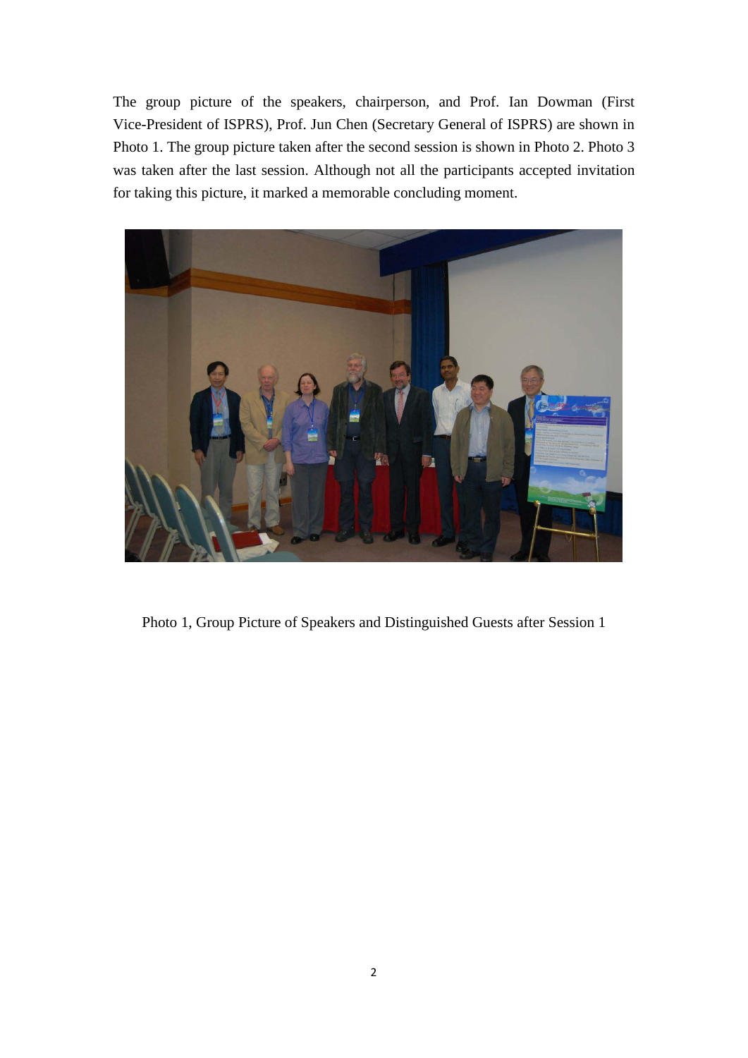The group picture of the speakers, chairperson, and Prof. Ian Dowman (First Vice-President of ISPRS), Prof. Jun Chen (Secretary General of ISPRS) are shown in Photo 1. The group picture taken after the second session is shown in Photo 2. Photo 3 was taken after the last session. Although not all the participants accepted invitation for taking this picture, it marked a memorable concluding moment.

Photo 1, Group Picture of Speakers and Distinguished Guests after Session 1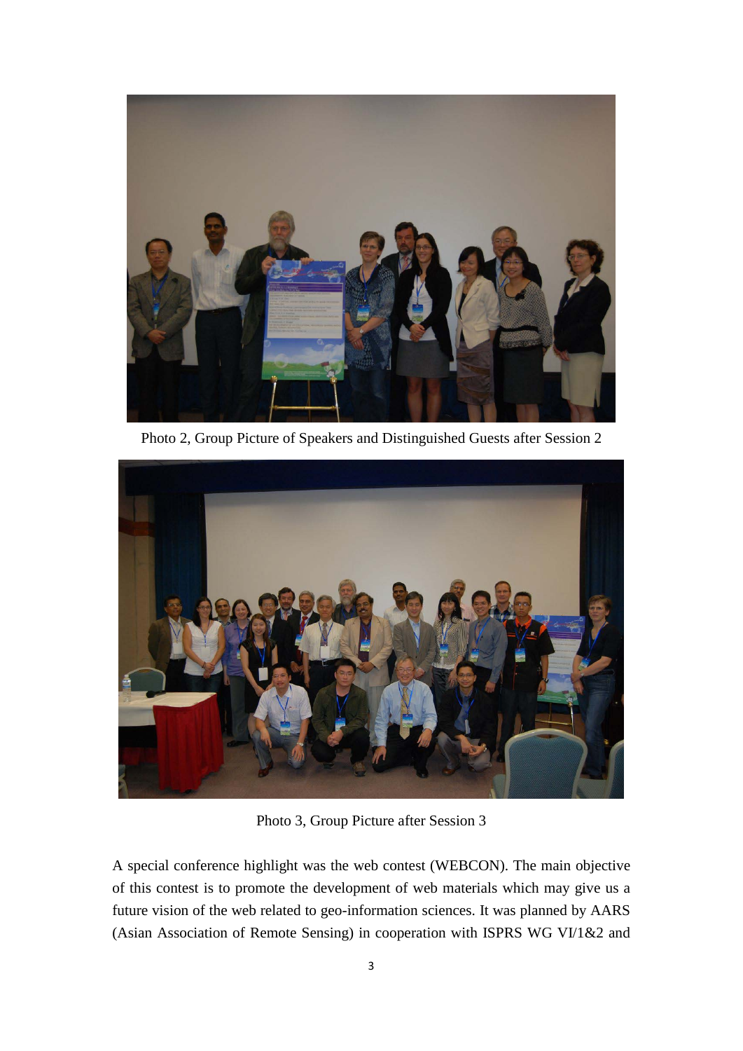Photo 2, Group Picture of Speakers and Distinguished Guests after Session 2

Photo 3, Group Picture after Session 3

A special conference highlight was the web contest (WEBCON). The main objective of this contest is to promote the development of web materials which may give us a future vision of the web related to geo-information sciences. It was planned by AARS (Asian Association of Remote Sensing) in cooperation with ISPRS WG VI/1&2 and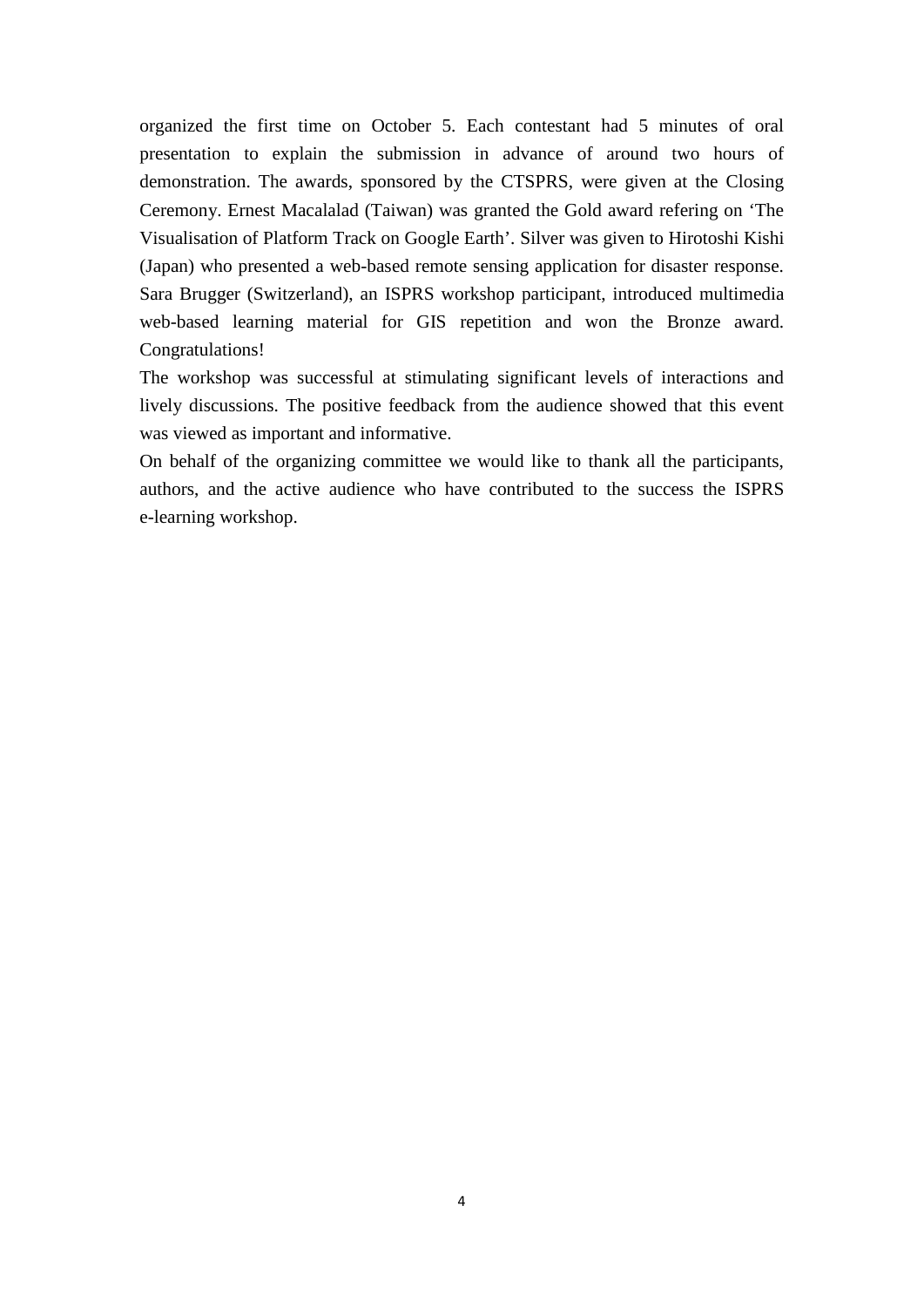organized the first time on October 5. Each contestant had 5 minutes of oral presentation to explain the submission in advance of around two hours of demonstration. The awards, sponsored by the CTSPRS, were given at the Closing Ceremony. Ernest Macalalad (Taiwan) was granted the Gold award refering on 'The Visualisation of Platform Track on Google Earth'. Silver was given to Hirotoshi Kishi (Japan) who presented a web-based remote sensing application for disaster response. Sara Brugger (Switzerland), an ISPRS workshop participant, introduced multimedia web-based learning material for GIS repetition and won the Bronze award. Congratulations!

The workshop was successful at stimulating significant levels of interactions and lively discussions. The positive feedback from the audience showed that this event was viewed as important and informative.

On behalf of the organizing committee we would like to thank all the participants, authors, and the active audience who have contributed to the success the ISPRS e-learning workshop.